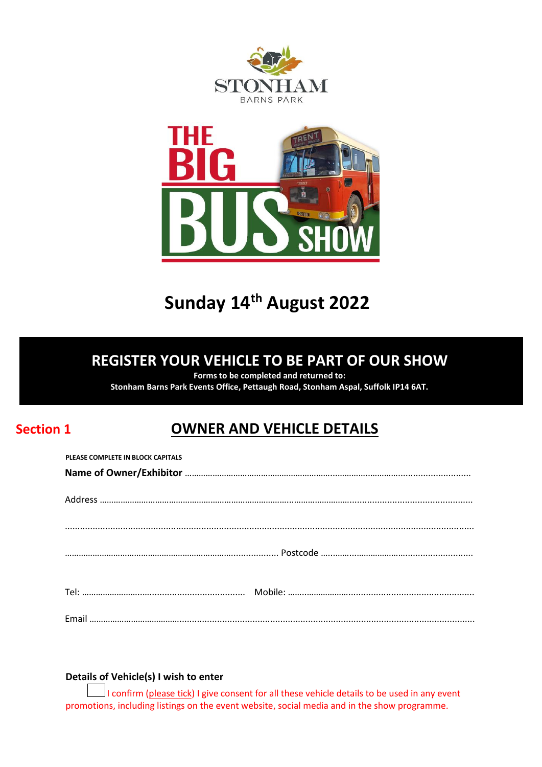STONHAM

BARNS PARK

# THE BIG BUS SHOW

## Sunday 14th August 2022

## REGISTER YOUR VEHICLE TO BE PART OF OUR SHOW

**Forms to be completed and returned to:**
**Stonham Barns Park Events Office, Pettaugh Road, Stonham Aspal, Suffolk IP14 6AT.**

## Section 1 — OWNER AND VEHICLE DETAILS

**PLEASE COMPLETE IN BLOCK CAPITALS**

**Name of Owner/Exhibitor** ……………………………………………………………………………………………

Address ……………………………………………………………………………………………………………………

……………………………………………………………………………………………………………………………

……………………………………………………………………… Postcode ……………………………………………

Tel: ……………………………………………… Mobile: ………………………………………………………………

Email ………………………………………………………………………………………………………………………

**Details of Vehicle(s) I wish to enter**

☐ I confirm (please tick) I give consent for all these vehicle details to be used in any event promotions, including listings on the event website, social media and in the show programme.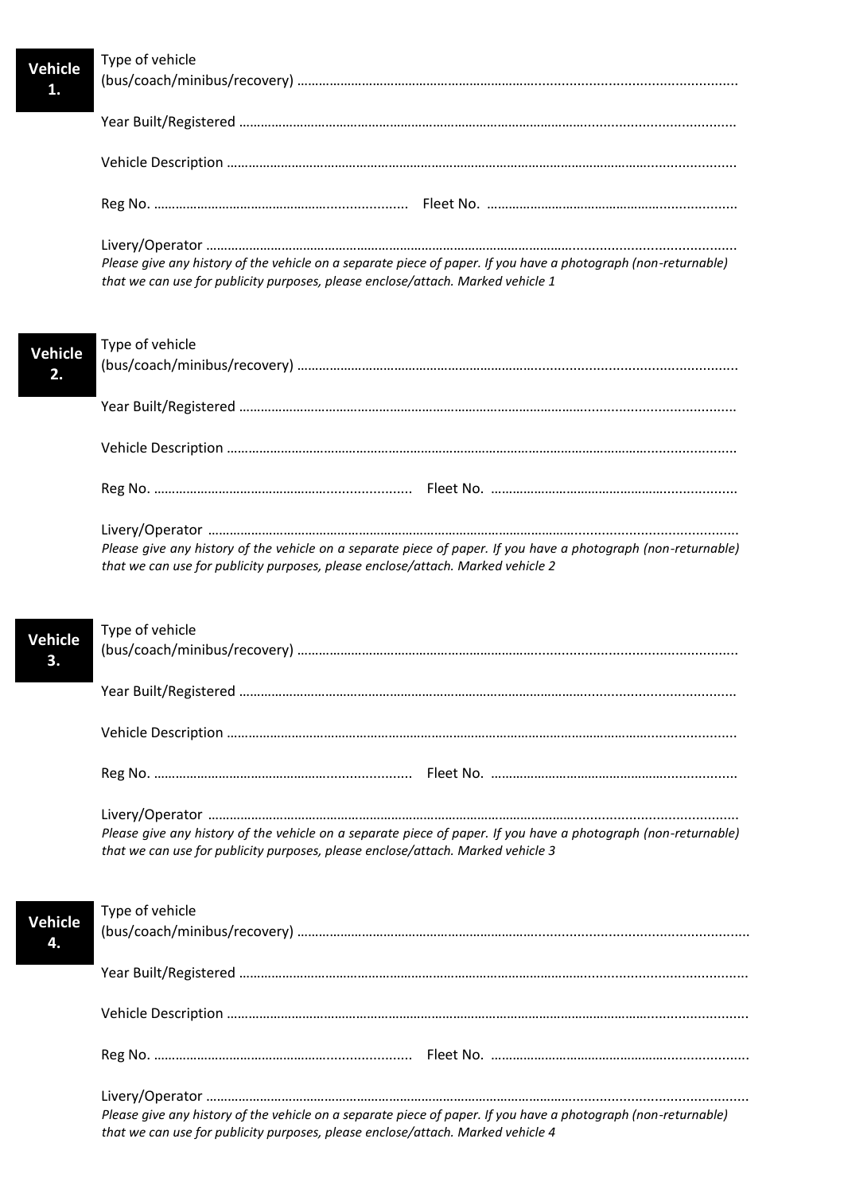**Vehicle 1.**

Type of vehicle
(bus/coach/minibus/recovery) ……………………………………………………………………………………………

Year Built/Registered ……………………………………………………………………………………………

Vehicle Description ……………………………………………………………………………………………

Reg No. ……………………………………………… Fleet No. ………………………………………………

Livery/Operator ……………………………………………………………………………………………

*Please give any history of the vehicle on a separate piece of paper. If you have a photograph (non-returnable) that we can use for publicity purposes, please enclose/attach. Marked vehicle 1*

**Vehicle 2.**

Type of vehicle
(bus/coach/minibus/recovery) ……………………………………………………………………………………………

Year Built/Registered ……………………………………………………………………………………………

Vehicle Description ……………………………………………………………………………………………

Reg No. ……………………………………………… Fleet No. ………………………………………………

Livery/Operator ……………………………………………………………………………………………

*Please give any history of the vehicle on a separate piece of paper. If you have a photograph (non-returnable) that we can use for publicity purposes, please enclose/attach. Marked vehicle 2*

**Vehicle 3.**

Type of vehicle
(bus/coach/minibus/recovery) ……………………………………………………………………………………………

Year Built/Registered ……………………………………………………………………………………………

Vehicle Description ……………………………………………………………………………………………

Reg No. ……………………………………………… Fleet No. ………………………………………………

Livery/Operator ……………………………………………………………………………………………

*Please give any history of the vehicle on a separate piece of paper. If you have a photograph (non-returnable) that we can use for publicity purposes, please enclose/attach. Marked vehicle 3*

**Vehicle 4.**

Type of vehicle
(bus/coach/minibus/recovery) ……………………………………………………………………………………………

Year Built/Registered ……………………………………………………………………………………………

Vehicle Description ……………………………………………………………………………………………

Reg No. ……………………………………………… Fleet No. ………………………………………………

Livery/Operator ……………………………………………………………………………………………

*Please give any history of the vehicle on a separate piece of paper. If you have a photograph (non-returnable) that we can use for publicity purposes, please enclose/attach. Marked vehicle 4*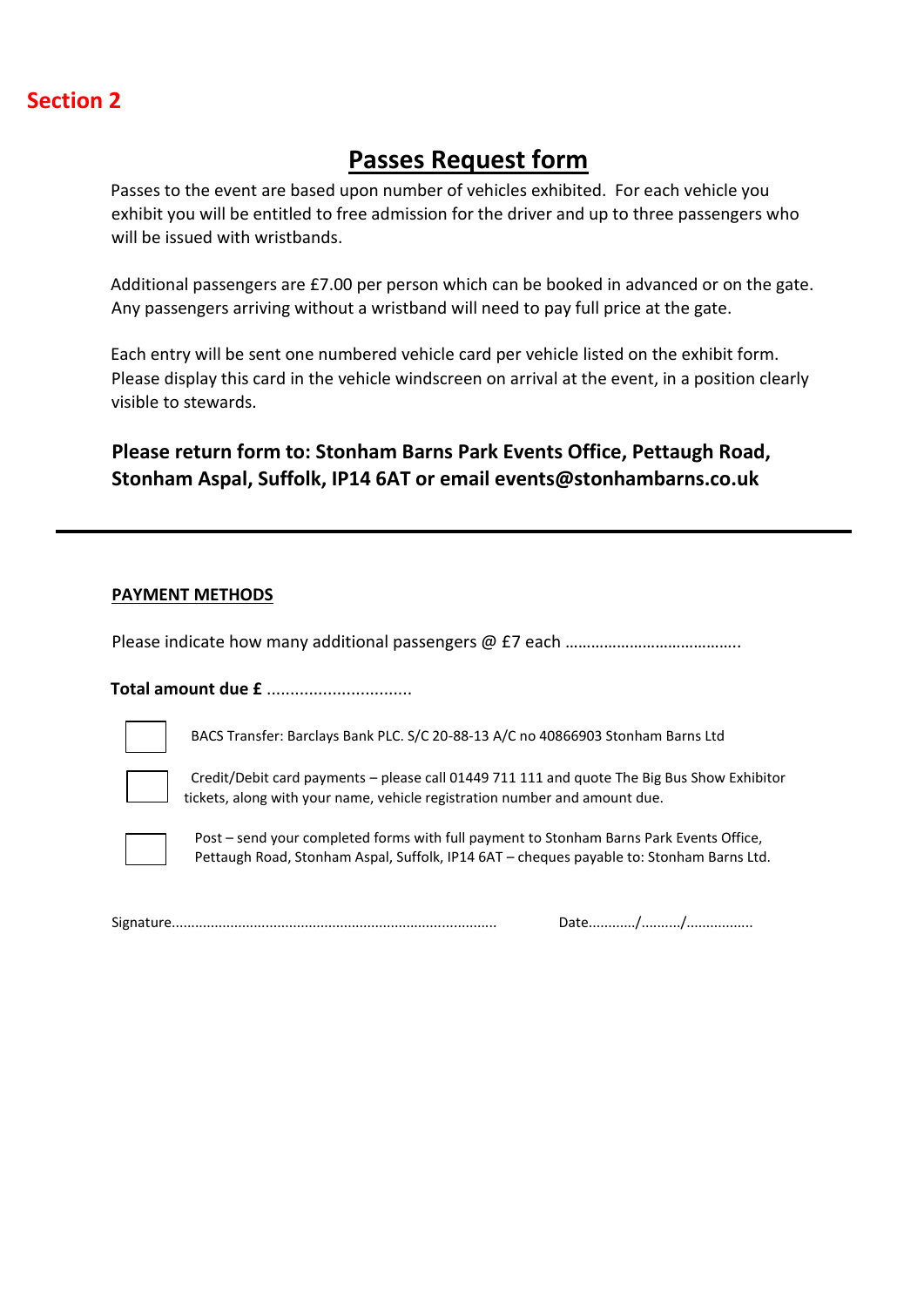**Section 2**

# Passes Request form

Passes to the event are based upon number of vehicles exhibited. For each vehicle you exhibit you will be entitled to free admission for the driver and up to three passengers who will be issued with wristbands.

Additional passengers are £7.00 per person which can be booked in advanced or on the gate. Any passengers arriving without a wristband will need to pay full price at the gate.

Each entry will be sent one numbered vehicle card per vehicle listed on the exhibit form. Please display this card in the vehicle windscreen on arrival at the event, in a position clearly visible to stewards.

**Please return form to: Stonham Barns Park Events Office, Pettaugh Road, Stonham Aspal, Suffolk, IP14 6AT or email events@stonhambarns.co.uk**

---

**PAYMENT METHODS**

Please indicate how many additional passengers @ £7 each …………………………………..

**Total amount due £** ...............................

- [ ] BACS Transfer: Barclays Bank PLC. S/C 20-88-13 A/C no 40866903 Stonham Barns Ltd
- [ ] Credit/Debit card payments – please call 01449 711 111 and quote The Big Bus Show Exhibitor tickets, along with your name, vehicle registration number and amount due.
- [ ] Post – send your completed forms with full payment to Stonham Barns Park Events Office, Pettaugh Road, Stonham Aspal, Suffolk, IP14 6AT – cheques payable to: Stonham Barns Ltd.

Signature.................................................................................. Date.........../........../................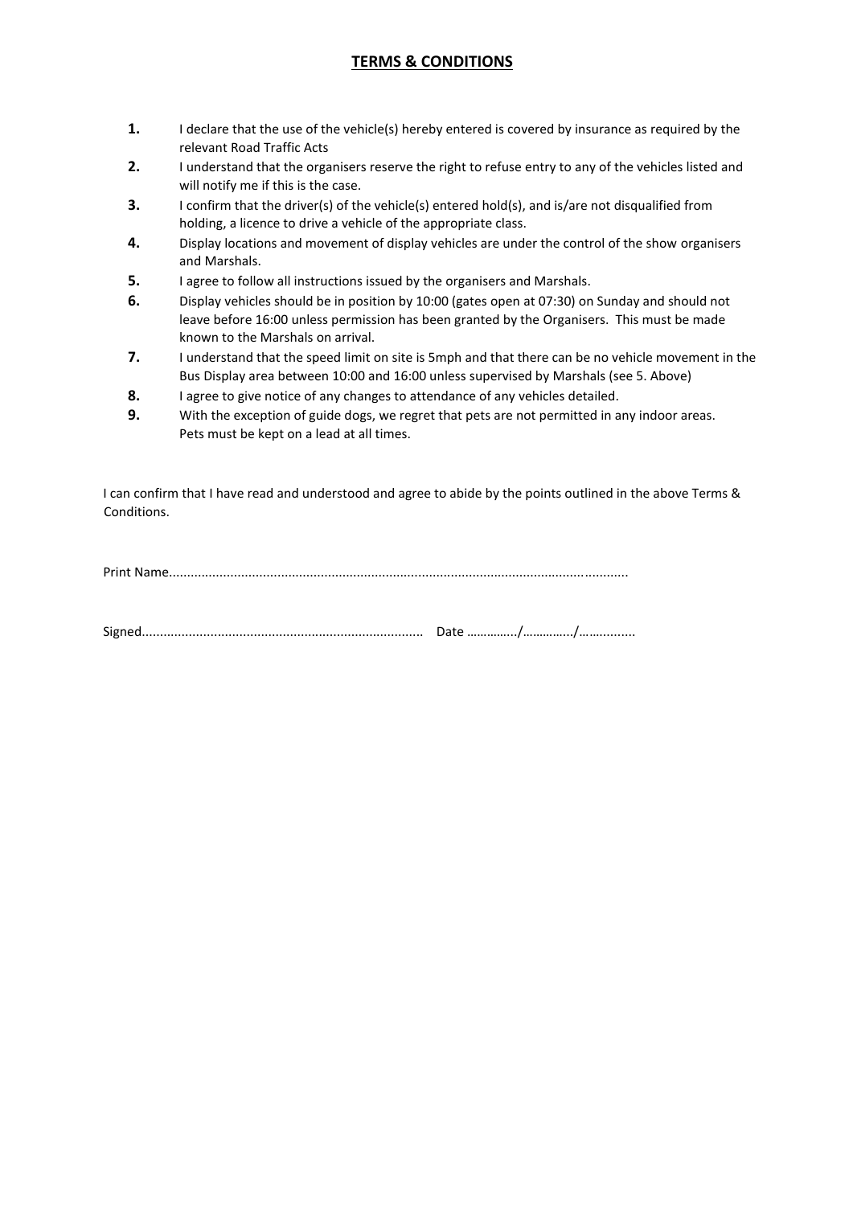## TERMS & CONDITIONS

1. I declare that the use of the vehicle(s) hereby entered is covered by insurance as required by the relevant Road Traffic Acts
2. I understand that the organisers reserve the right to refuse entry to any of the vehicles listed and will notify me if this is the case.
3. I confirm that the driver(s) of the vehicle(s) entered hold(s), and is/are not disqualified from holding, a licence to drive a vehicle of the appropriate class.
4. Display locations and movement of display vehicles are under the control of the show organisers and Marshals.
5. I agree to follow all instructions issued by the organisers and Marshals.
6. Display vehicles should be in position by 10:00 (gates open at 07:30) on Sunday and should not leave before 16:00 unless permission has been granted by the Organisers. This must be made known to the Marshals on arrival.
7. I understand that the speed limit on site is 5mph and that there can be no vehicle movement in the Bus Display area between 10:00 and 16:00 unless supervised by Marshals (see 5. Above)
8. I agree to give notice of any changes to attendance of any vehicles detailed.
9. With the exception of guide dogs, we regret that pets are not permitted in any indoor areas. Pets must be kept on a lead at all times.

I can confirm that I have read and understood and agree to abide by the points outlined in the above Terms & Conditions.

Print Name...............................................................................................................................

Signed............................................................................ Date …………../…………../…….........